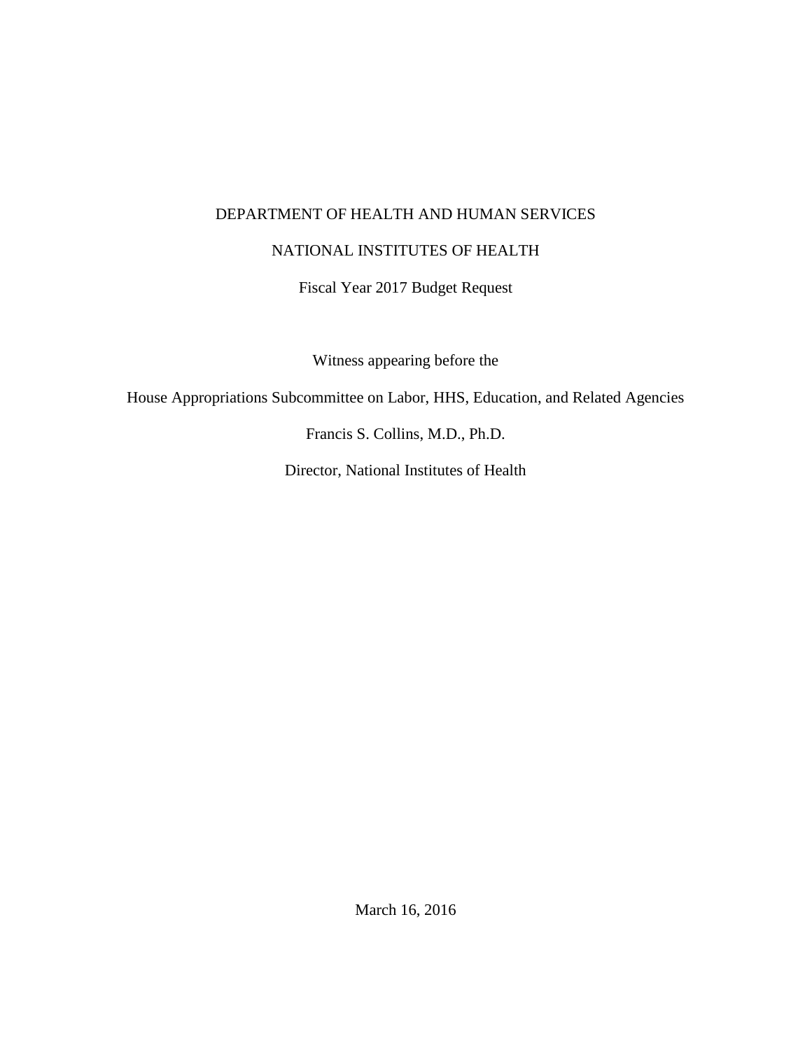DEPARTMENT OF HEALTH AND HUMAN SERVICES

NATIONAL INSTITUTES OF HEALTH

Fiscal Year 2017 Budget Request

Witness appearing before the

House Appropriations Subcommittee on Labor, HHS, Education, and Related Agencies

Francis S. Collins, M.D., Ph.D.

Director, National Institutes of Health

March 16, 2016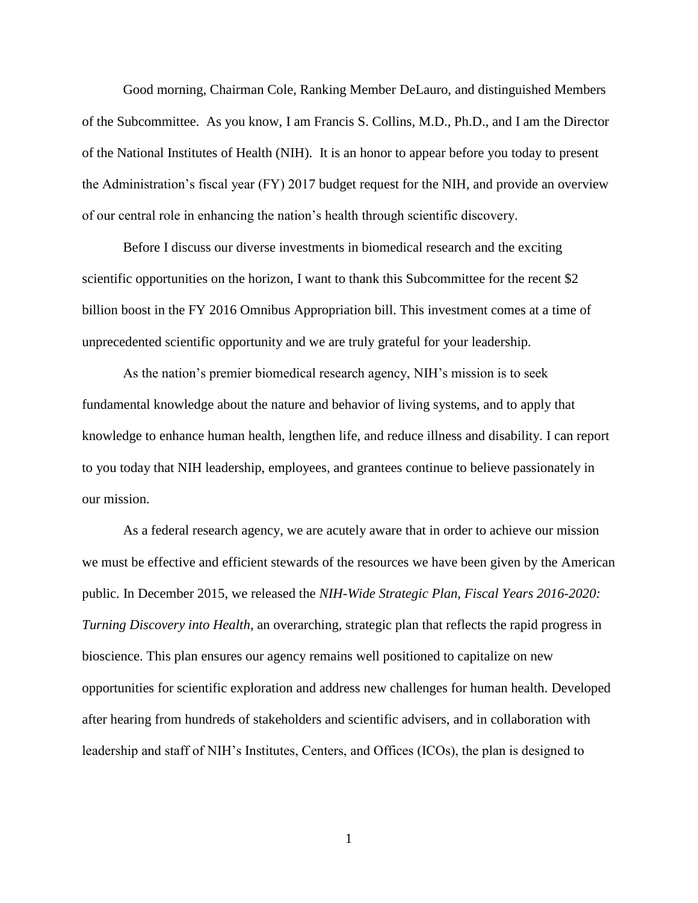Good morning, Chairman Cole, Ranking Member DeLauro, and distinguished Members of the Subcommittee. As you know, I am Francis S. Collins, M.D., Ph.D., and I am the Director of the National Institutes of Health (NIH). It is an honor to appear before you today to present the Administration's fiscal year (FY) 2017 budget request for the NIH, and provide an overview of our central role in enhancing the nation's health through scientific discovery.

Before I discuss our diverse investments in biomedical research and the exciting scientific opportunities on the horizon, I want to thank this Subcommittee for the recent $2 billion boost in the FY 2016 Omnibus Appropriation bill. This investment comes at a time of unprecedented scientific opportunity and we are truly grateful for your leadership.

As the nation's premier biomedical research agency, NIH's mission is to seek fundamental knowledge about the nature and behavior of living systems, and to apply that knowledge to enhance human health, lengthen life, and reduce illness and disability. I can report to you today that NIH leadership, employees, and grantees continue to believe passionately in our mission.

As a federal research agency, we are acutely aware that in order to achieve our mission we must be effective and efficient stewards of the resources we have been given by the American public. In December 2015, we released the *NIH-Wide Strategic Plan, Fiscal Years 2016-2020: Turning Discovery into Health*, an overarching, strategic plan that reflects the rapid progress in bioscience. This plan ensures our agency remains well positioned to capitalize on new opportunities for scientific exploration and address new challenges for human health. Developed after hearing from hundreds of stakeholders and scientific advisers, and in collaboration with leadership and staff of NIH's Institutes, Centers, and Offices (ICOs), the plan is designed to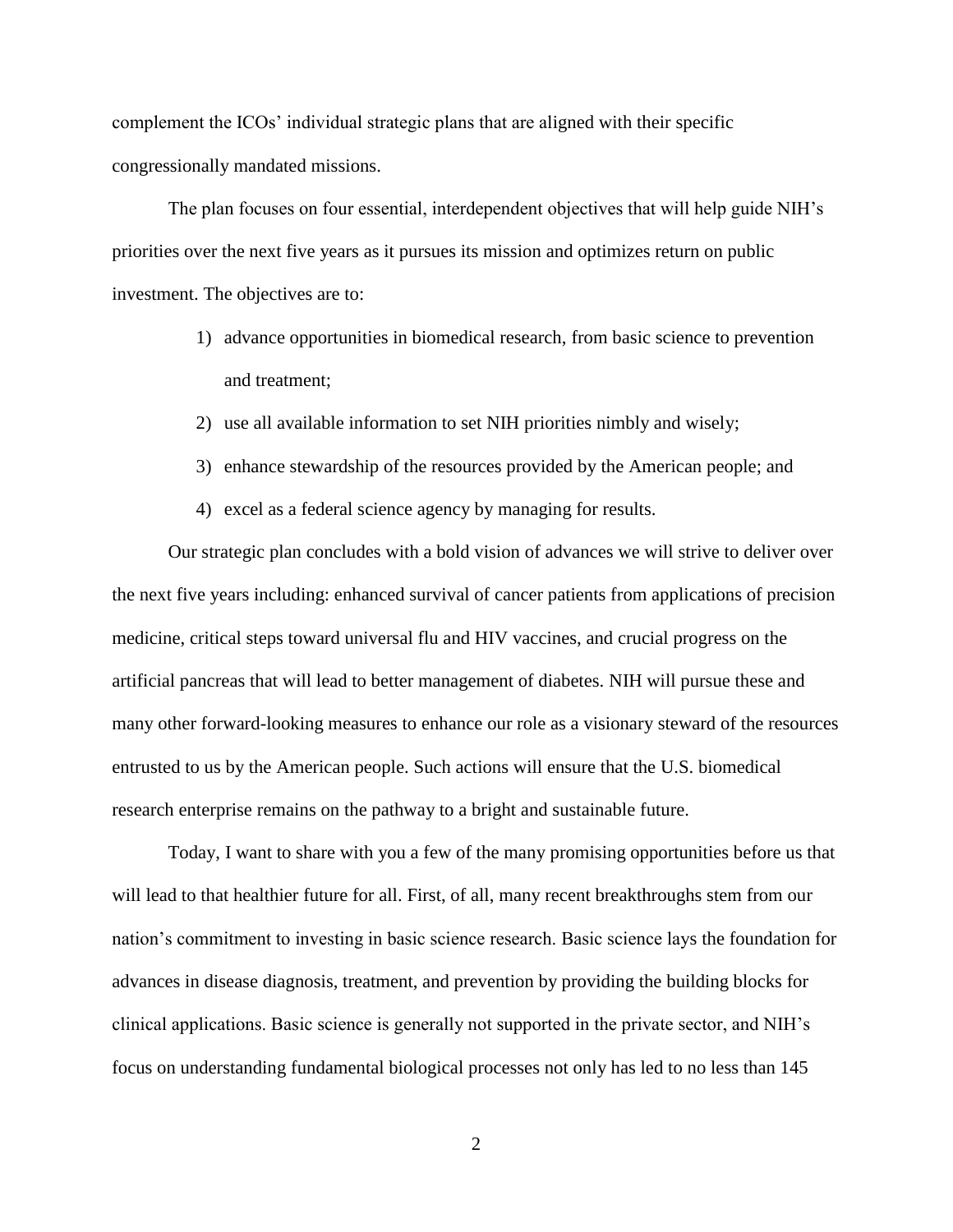complement the ICOs' individual strategic plans that are aligned with their specific congressionally mandated missions.

The plan focuses on four essential, interdependent objectives that will help guide NIH's priorities over the next five years as it pursues its mission and optimizes return on public investment. The objectives are to:

1) advance opportunities in biomedical research, from basic science to prevention and treatment;
2) use all available information to set NIH priorities nimbly and wisely;
3) enhance stewardship of the resources provided by the American people; and
4) excel as a federal science agency by managing for results.

Our strategic plan concludes with a bold vision of advances we will strive to deliver over the next five years including: enhanced survival of cancer patients from applications of precision medicine, critical steps toward universal flu and HIV vaccines, and crucial progress on the artificial pancreas that will lead to better management of diabetes. NIH will pursue these and many other forward-looking measures to enhance our role as a visionary steward of the resources entrusted to us by the American people. Such actions will ensure that the U.S. biomedical research enterprise remains on the pathway to a bright and sustainable future.

Today, I want to share with you a few of the many promising opportunities before us that will lead to that healthier future for all. First, of all, many recent breakthroughs stem from our nation's commitment to investing in basic science research. Basic science lays the foundation for advances in disease diagnosis, treatment, and prevention by providing the building blocks for clinical applications. Basic science is generally not supported in the private sector, and NIH's focus on understanding fundamental biological processes not only has led to no less than 145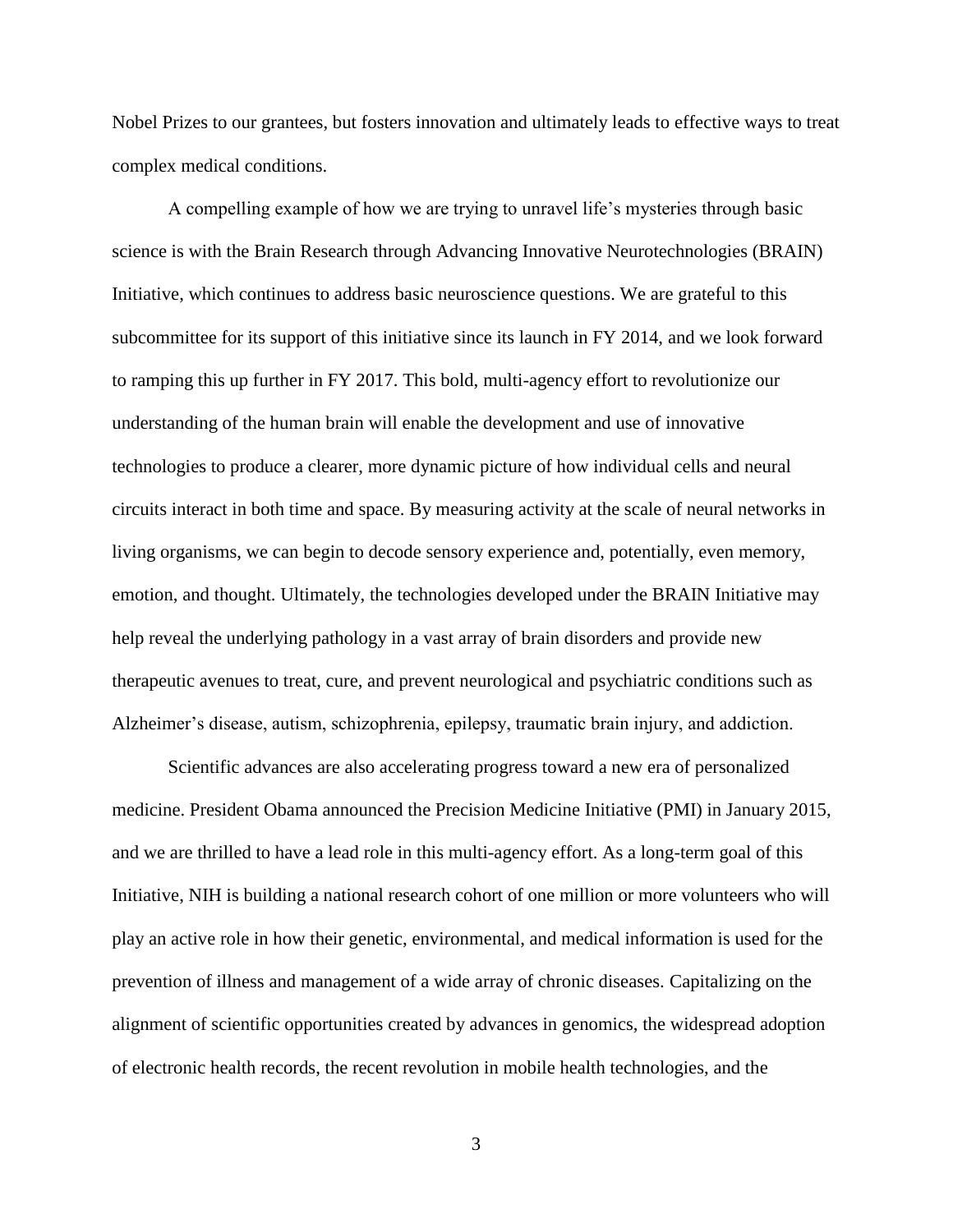Nobel Prizes to our grantees, but fosters innovation and ultimately leads to effective ways to treat complex medical conditions.

A compelling example of how we are trying to unravel life's mysteries through basic science is with the Brain Research through Advancing Innovative Neurotechnologies (BRAIN) Initiative, which continues to address basic neuroscience questions. We are grateful to this subcommittee for its support of this initiative since its launch in FY 2014, and we look forward to ramping this up further in FY 2017. This bold, multi-agency effort to revolutionize our understanding of the human brain will enable the development and use of innovative technologies to produce a clearer, more dynamic picture of how individual cells and neural circuits interact in both time and space. By measuring activity at the scale of neural networks in living organisms, we can begin to decode sensory experience and, potentially, even memory, emotion, and thought. Ultimately, the technologies developed under the BRAIN Initiative may help reveal the underlying pathology in a vast array of brain disorders and provide new therapeutic avenues to treat, cure, and prevent neurological and psychiatric conditions such as Alzheimer's disease, autism, schizophrenia, epilepsy, traumatic brain injury, and addiction.

Scientific advances are also accelerating progress toward a new era of personalized medicine. President Obama announced the Precision Medicine Initiative (PMI) in January 2015, and we are thrilled to have a lead role in this multi-agency effort. As a long-term goal of this Initiative, NIH is building a national research cohort of one million or more volunteers who will play an active role in how their genetic, environmental, and medical information is used for the prevention of illness and management of a wide array of chronic diseases. Capitalizing on the alignment of scientific opportunities created by advances in genomics, the widespread adoption of electronic health records, the recent revolution in mobile health technologies, and the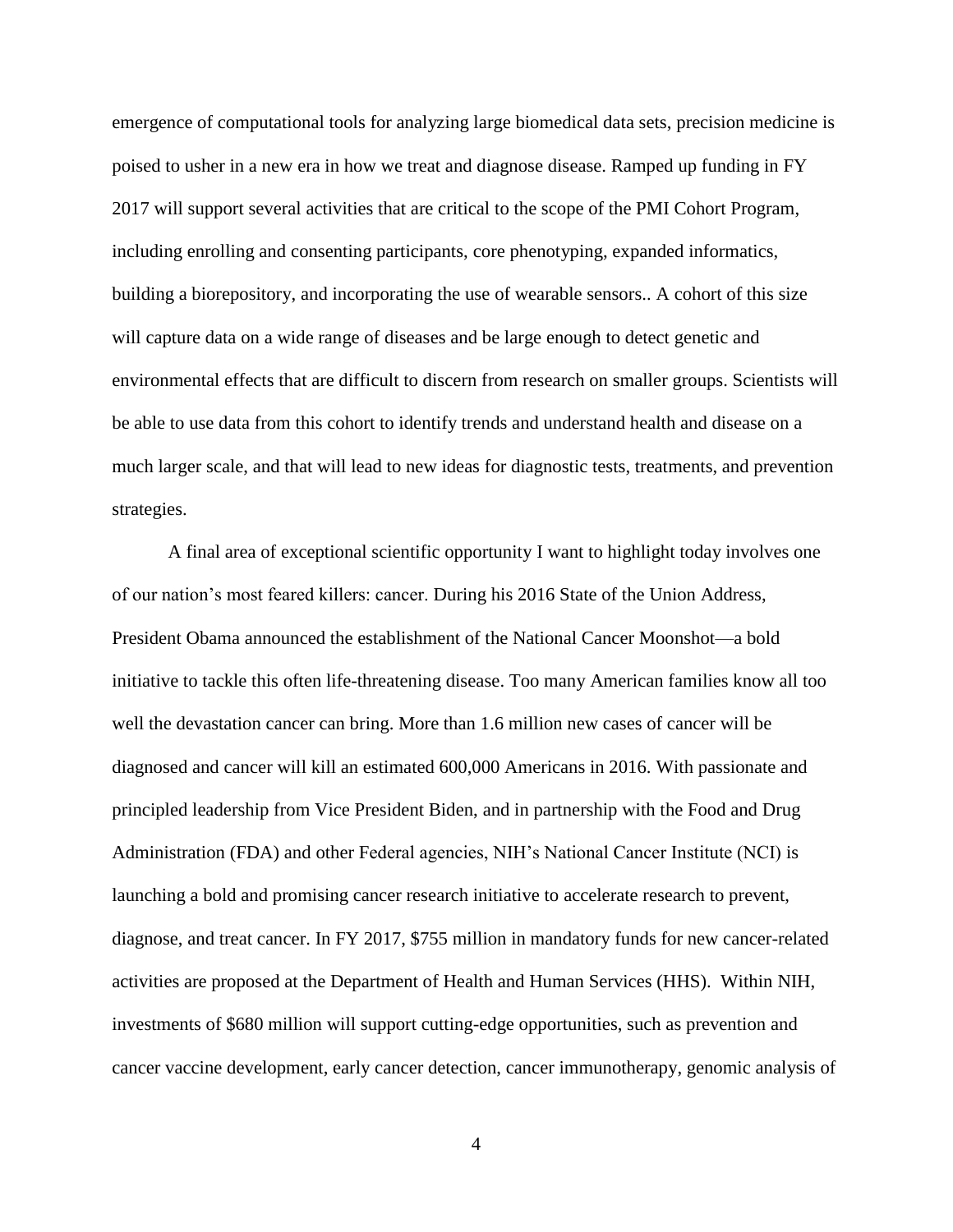emergence of computational tools for analyzing large biomedical data sets, precision medicine is poised to usher in a new era in how we treat and diagnose disease. Ramped up funding in FY 2017 will support several activities that are critical to the scope of the PMI Cohort Program, including enrolling and consenting participants, core phenotyping, expanded informatics, building a biorepository, and incorporating the use of wearable sensors.. A cohort of this size will capture data on a wide range of diseases and be large enough to detect genetic and environmental effects that are difficult to discern from research on smaller groups. Scientists will be able to use data from this cohort to identify trends and understand health and disease on a much larger scale, and that will lead to new ideas for diagnostic tests, treatments, and prevention strategies.

A final area of exceptional scientific opportunity I want to highlight today involves one of our nation's most feared killers: cancer. During his 2016 State of the Union Address, President Obama announced the establishment of the National Cancer Moonshot—a bold initiative to tackle this often life-threatening disease. Too many American families know all too well the devastation cancer can bring. More than 1.6 million new cases of cancer will be diagnosed and cancer will kill an estimated 600,000 Americans in 2016. With passionate and principled leadership from Vice President Biden, and in partnership with the Food and Drug Administration (FDA) and other Federal agencies, NIH's National Cancer Institute (NCI) is launching a bold and promising cancer research initiative to accelerate research to prevent, diagnose, and treat cancer. In FY 2017, $755 million in mandatory funds for new cancer-related activities are proposed at the Department of Health and Human Services (HHS). Within NIH, investments of $680 million will support cutting-edge opportunities, such as prevention and cancer vaccine development, early cancer detection, cancer immunotherapy, genomic analysis of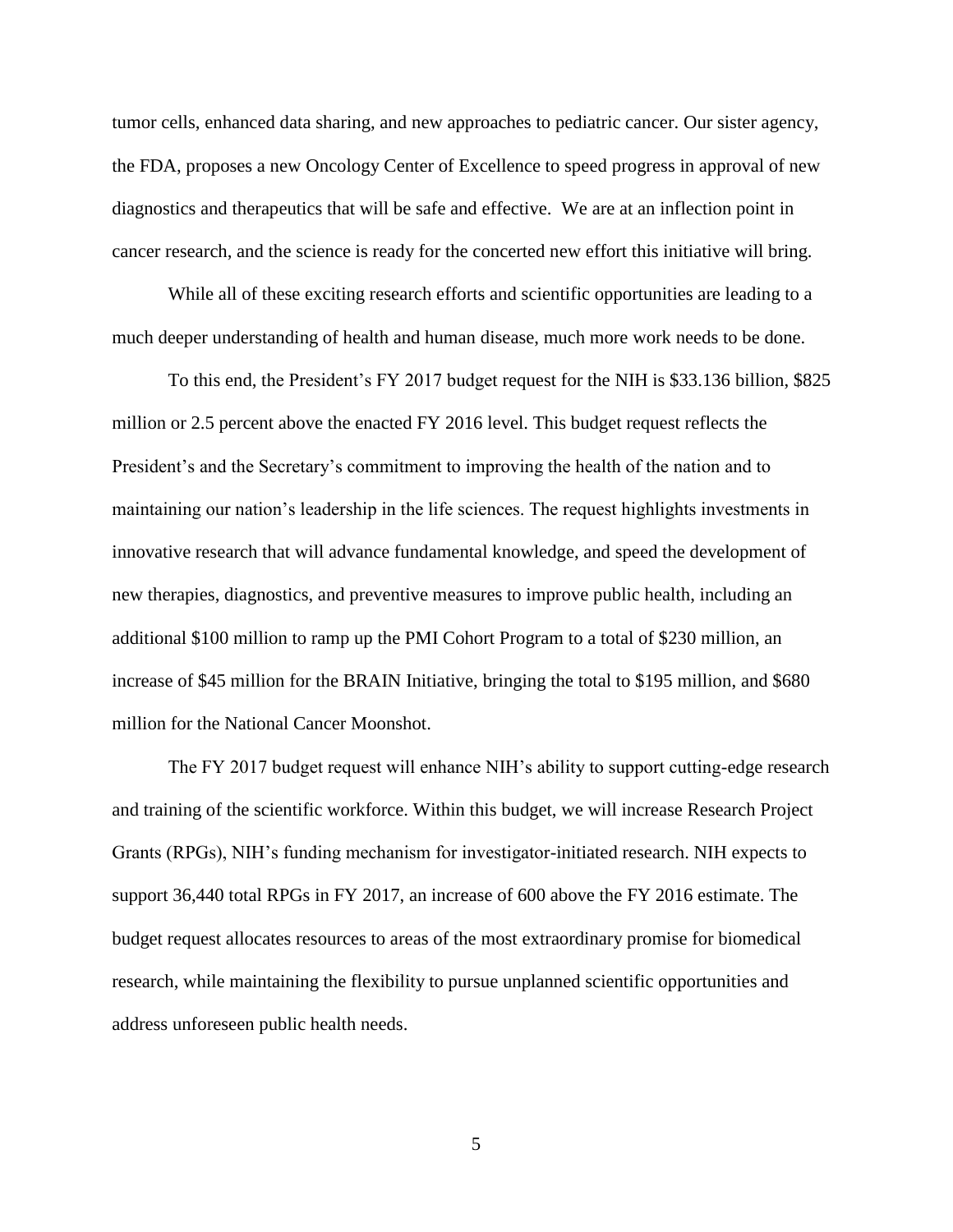tumor cells, enhanced data sharing, and new approaches to pediatric cancer. Our sister agency, the FDA, proposes a new Oncology Center of Excellence to speed progress in approval of new diagnostics and therapeutics that will be safe and effective. We are at an inflection point in cancer research, and the science is ready for the concerted new effort this initiative will bring.

While all of these exciting research efforts and scientific opportunities are leading to a much deeper understanding of health and human disease, much more work needs to be done.

To this end, the President's FY 2017 budget request for the NIH is $33.136 billion, $825 million or 2.5 percent above the enacted FY 2016 level. This budget request reflects the President's and the Secretary's commitment to improving the health of the nation and to maintaining our nation's leadership in the life sciences. The request highlights investments in innovative research that will advance fundamental knowledge, and speed the development of new therapies, diagnostics, and preventive measures to improve public health, including an additional $100 million to ramp up the PMI Cohort Program to a total of $230 million, an increase of $45 million for the BRAIN Initiative, bringing the total to $195 million, and $680 million for the National Cancer Moonshot.

The FY 2017 budget request will enhance NIH's ability to support cutting-edge research and training of the scientific workforce. Within this budget, we will increase Research Project Grants (RPGs), NIH's funding mechanism for investigator-initiated research. NIH expects to support 36,440 total RPGs in FY 2017, an increase of 600 above the FY 2016 estimate. The budget request allocates resources to areas of the most extraordinary promise for biomedical research, while maintaining the flexibility to pursue unplanned scientific opportunities and address unforeseen public health needs.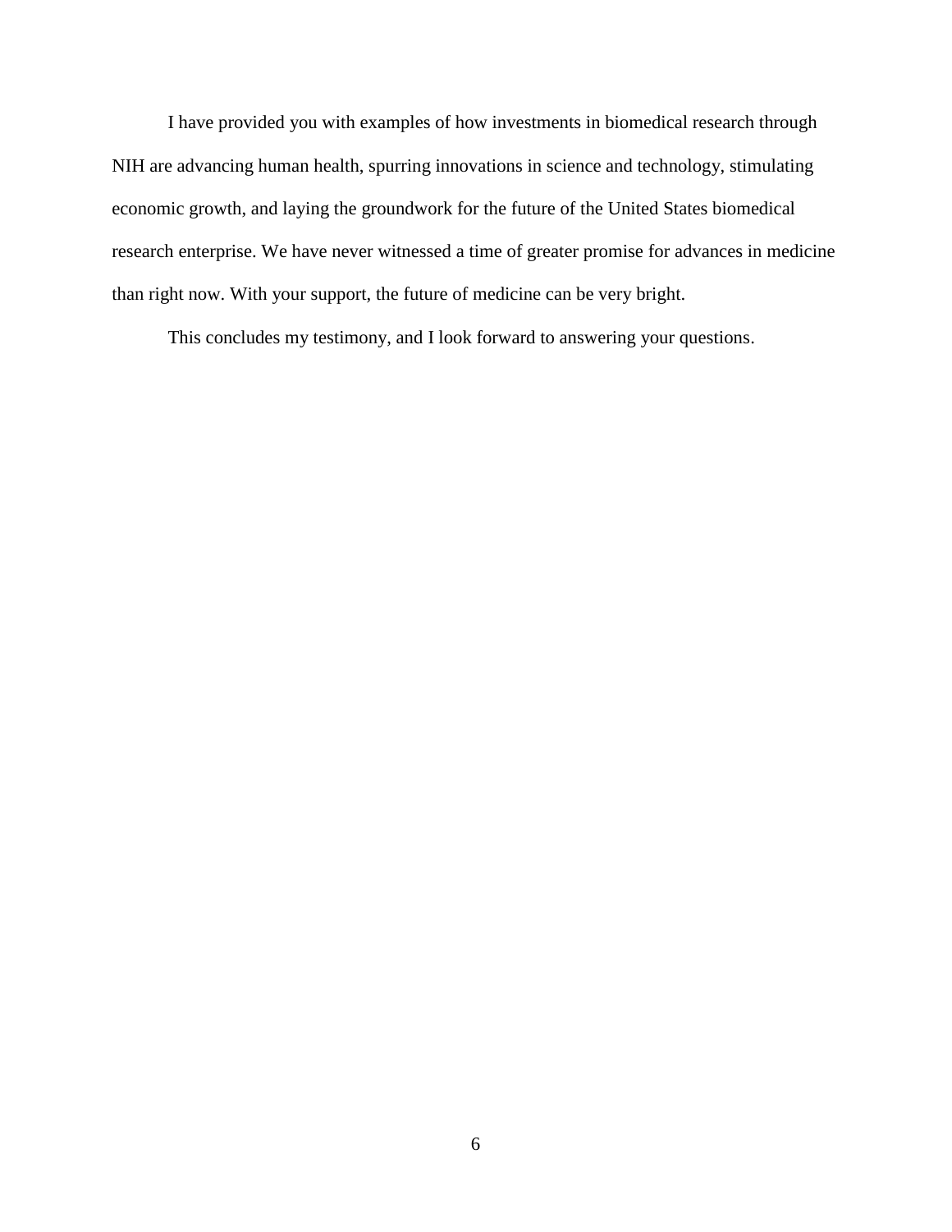I have provided you with examples of how investments in biomedical research through NIH are advancing human health, spurring innovations in science and technology, stimulating economic growth, and laying the groundwork for the future of the United States biomedical research enterprise. We have never witnessed a time of greater promise for advances in medicine than right now. With your support, the future of medicine can be very bright.

This concludes my testimony, and I look forward to answering your questions.